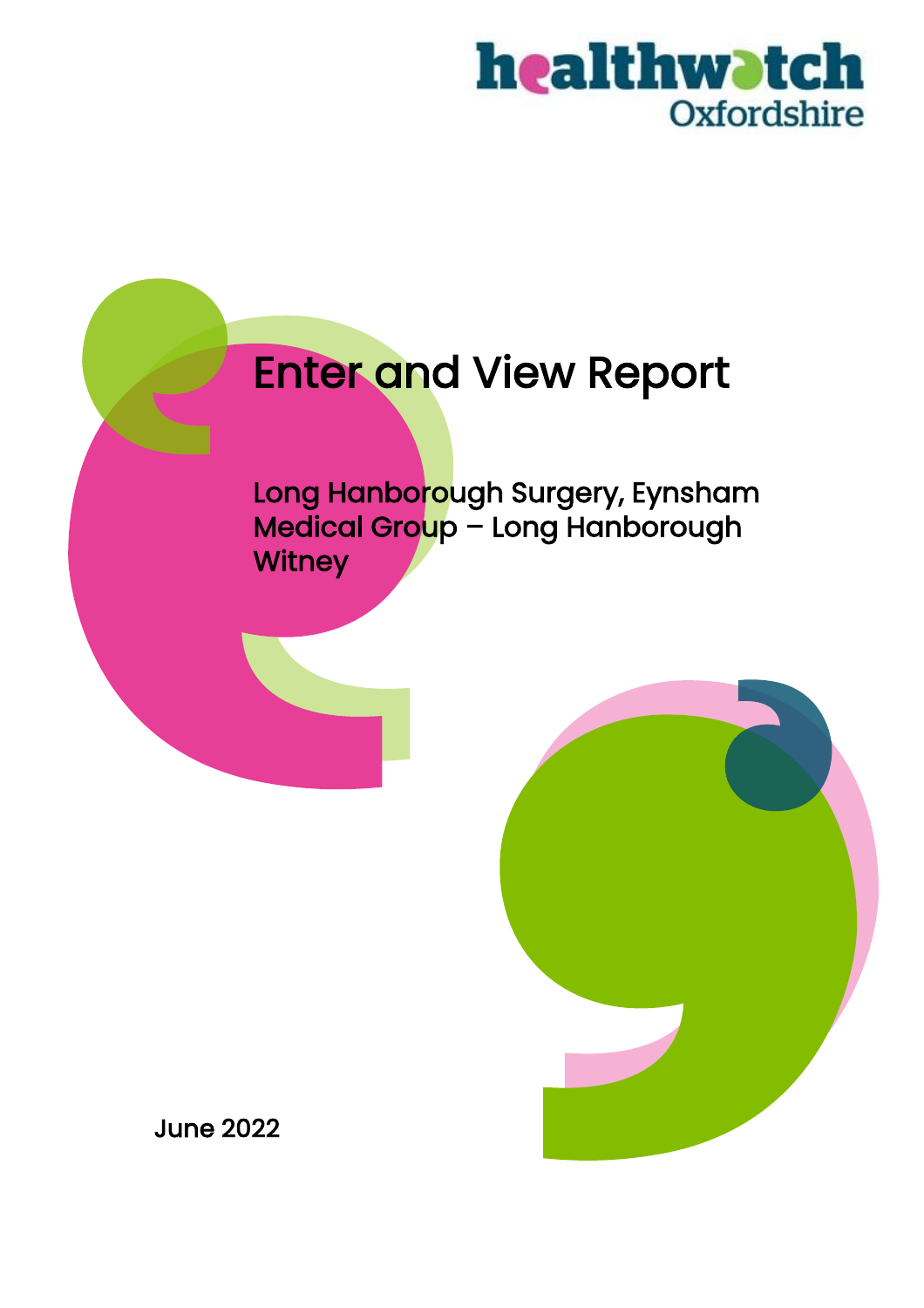healthwatch Oxfordshire

# Enter and View Report

## Long Hanborough Surgery, Eynsham Medical Group – Long Hanborough Witney

June 2022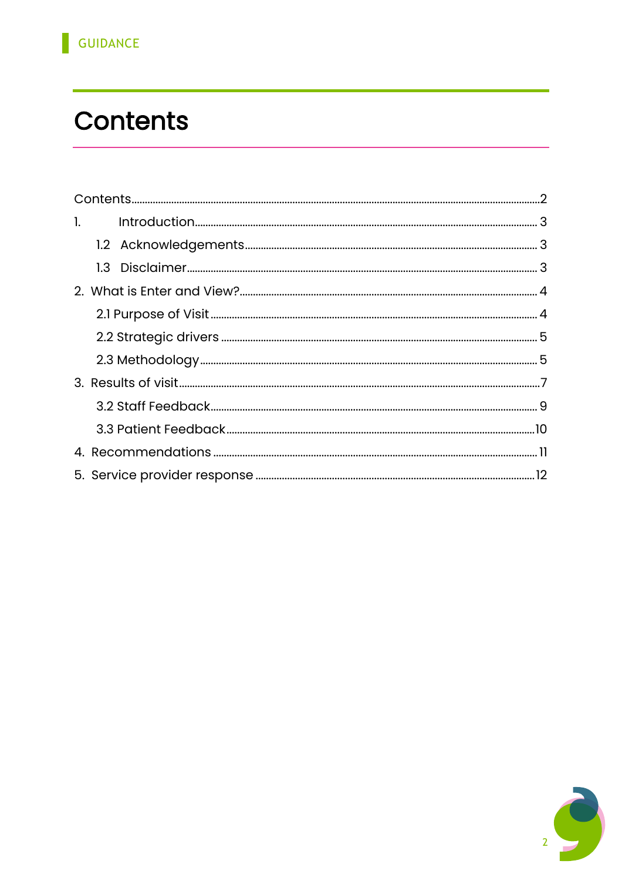GUIDANCE

# Contents

- Contents .......... 2
- 1. Introduction .......... 3
  - 1.2 Acknowledgements .......... 3
  - 1.3 Disclaimer .......... 3
- 2. What is Enter and View? .......... 4
  - 2.1 Purpose of Visit .......... 4
  - 2.2 Strategic drivers .......... 5
  - 2.3 Methodology .......... 5
- 3. Results of visit .......... 7
  - 3.2 Staff Feedback .......... 9
  - 3.3 Patient Feedback .......... 10
- 4. Recommendations .......... 11
- 5. Service provider response .......... 12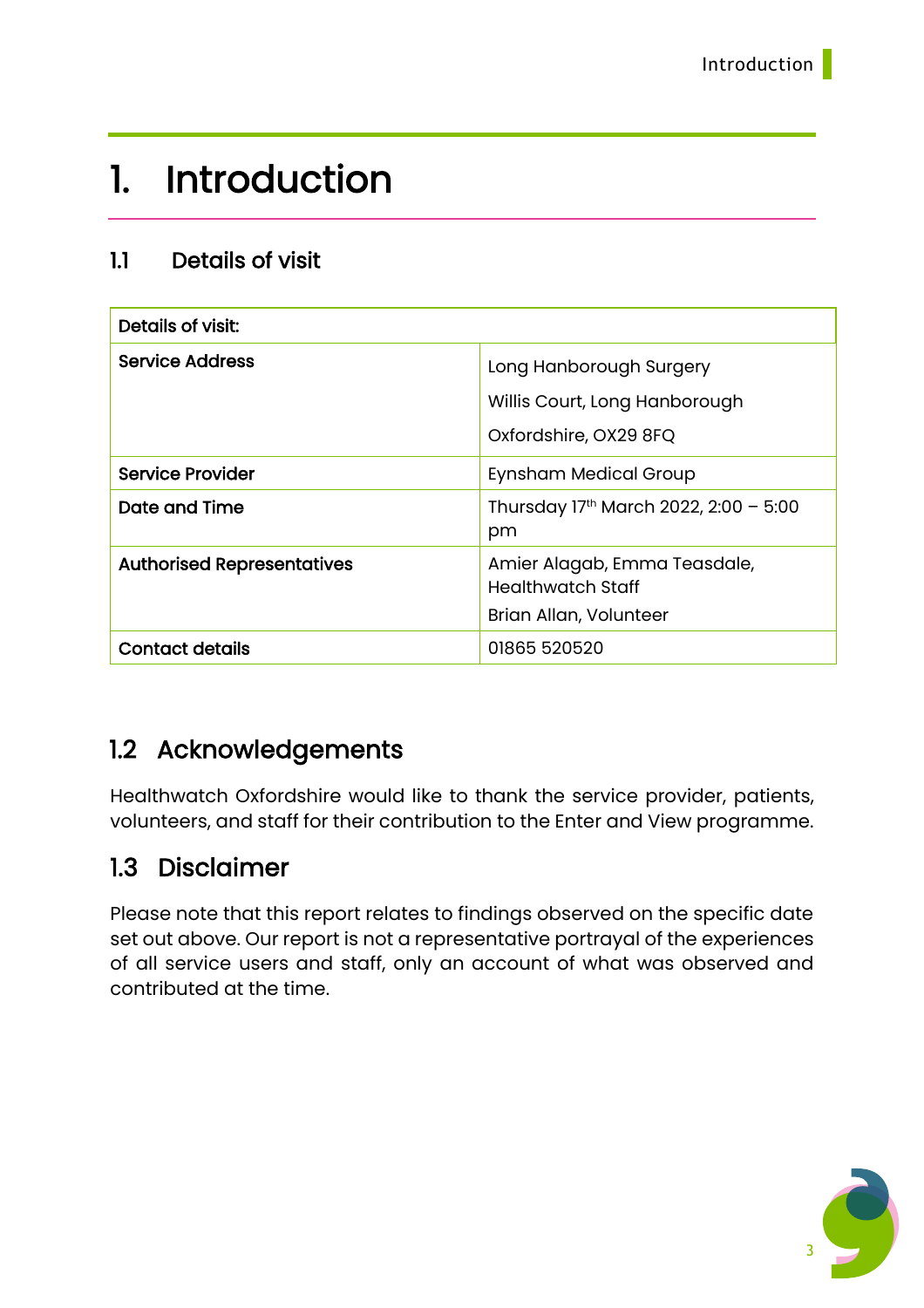# 1. Introduction

## 1.1 Details of visit

| Details of visit: | |
|---|---|
| **Service Address** | Long Hanborough Surgery<br>Willis Court, Long Hanborough<br>Oxfordshire, OX29 8FQ |
| **Service Provider** | Eynsham Medical Group |
| **Date and Time** | Thursday 17th March 2022, 2:00 – 5:00 pm |
| **Authorised Representatives** | Amier Alagab, Emma Teasdale, Healthwatch Staff<br>Brian Allan, Volunteer |
| **Contact details** | 01865 520520 |

## 1.2 Acknowledgements

Healthwatch Oxfordshire would like to thank the service provider, patients, volunteers, and staff for their contribution to the Enter and View programme.

## 1.3 Disclaimer

Please note that this report relates to findings observed on the specific date set out above. Our report is not a representative portrayal of the experiences of all service users and staff, only an account of what was observed and contributed at the time.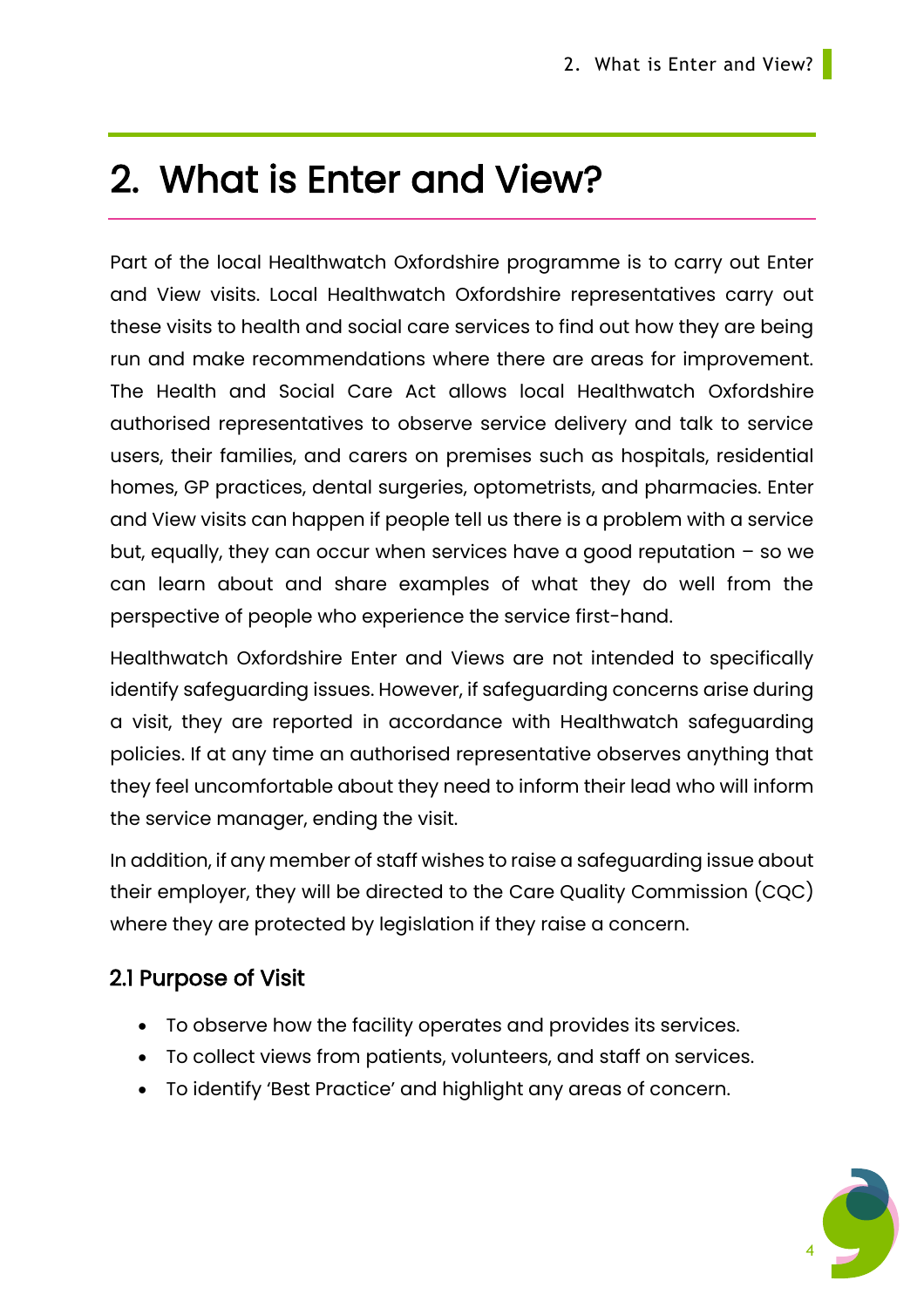# 2. What is Enter and View?

Part of the local Healthwatch Oxfordshire programme is to carry out Enter and View visits. Local Healthwatch Oxfordshire representatives carry out these visits to health and social care services to find out how they are being run and make recommendations where there are areas for improvement. The Health and Social Care Act allows local Healthwatch Oxfordshire authorised representatives to observe service delivery and talk to service users, their families, and carers on premises such as hospitals, residential homes, GP practices, dental surgeries, optometrists, and pharmacies. Enter and View visits can happen if people tell us there is a problem with a service but, equally, they can occur when services have a good reputation – so we can learn about and share examples of what they do well from the perspective of people who experience the service first-hand.

Healthwatch Oxfordshire Enter and Views are not intended to specifically identify safeguarding issues. However, if safeguarding concerns arise during a visit, they are reported in accordance with Healthwatch safeguarding policies. If at any time an authorised representative observes anything that they feel uncomfortable about they need to inform their lead who will inform the service manager, ending the visit.

In addition, if any member of staff wishes to raise a safeguarding issue about their employer, they will be directed to the Care Quality Commission (CQC) where they are protected by legislation if they raise a concern.

## 2.1 Purpose of Visit

- To observe how the facility operates and provides its services.
- To collect views from patients, volunteers, and staff on services.
- To identify 'Best Practice' and highlight any areas of concern.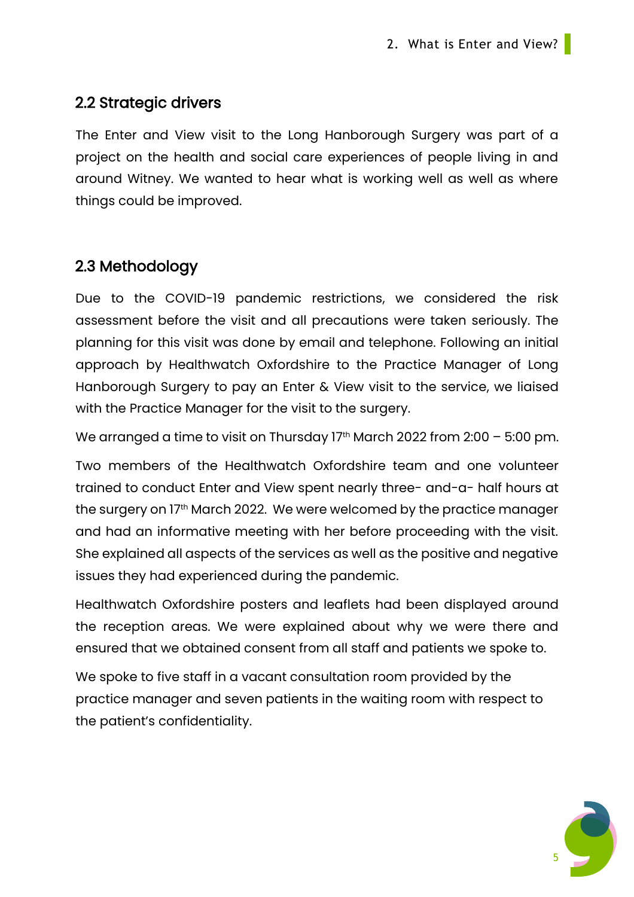## 2.2 Strategic drivers

The Enter and View visit to the Long Hanborough Surgery was part of a project on the health and social care experiences of people living in and around Witney. We wanted to hear what is working well as well as where things could be improved.

## 2.3 Methodology

Due to the COVID-19 pandemic restrictions, we considered the risk assessment before the visit and all precautions were taken seriously. The planning for this visit was done by email and telephone. Following an initial approach by Healthwatch Oxfordshire to the Practice Manager of Long Hanborough Surgery to pay an Enter & View visit to the service, we liaised with the Practice Manager for the visit to the surgery.

We arranged a time to visit on Thursday 17th March 2022 from 2:00 – 5:00 pm.

Two members of the Healthwatch Oxfordshire team and one volunteer trained to conduct Enter and View spent nearly three- and-a- half hours at the surgery on 17th March 2022. We were welcomed by the practice manager and had an informative meeting with her before proceeding with the visit. She explained all aspects of the services as well as the positive and negative issues they had experienced during the pandemic.

Healthwatch Oxfordshire posters and leaflets had been displayed around the reception areas. We were explained about why we were there and ensured that we obtained consent from all staff and patients we spoke to.

We spoke to five staff in a vacant consultation room provided by the practice manager and seven patients in the waiting room with respect to the patient's confidentiality.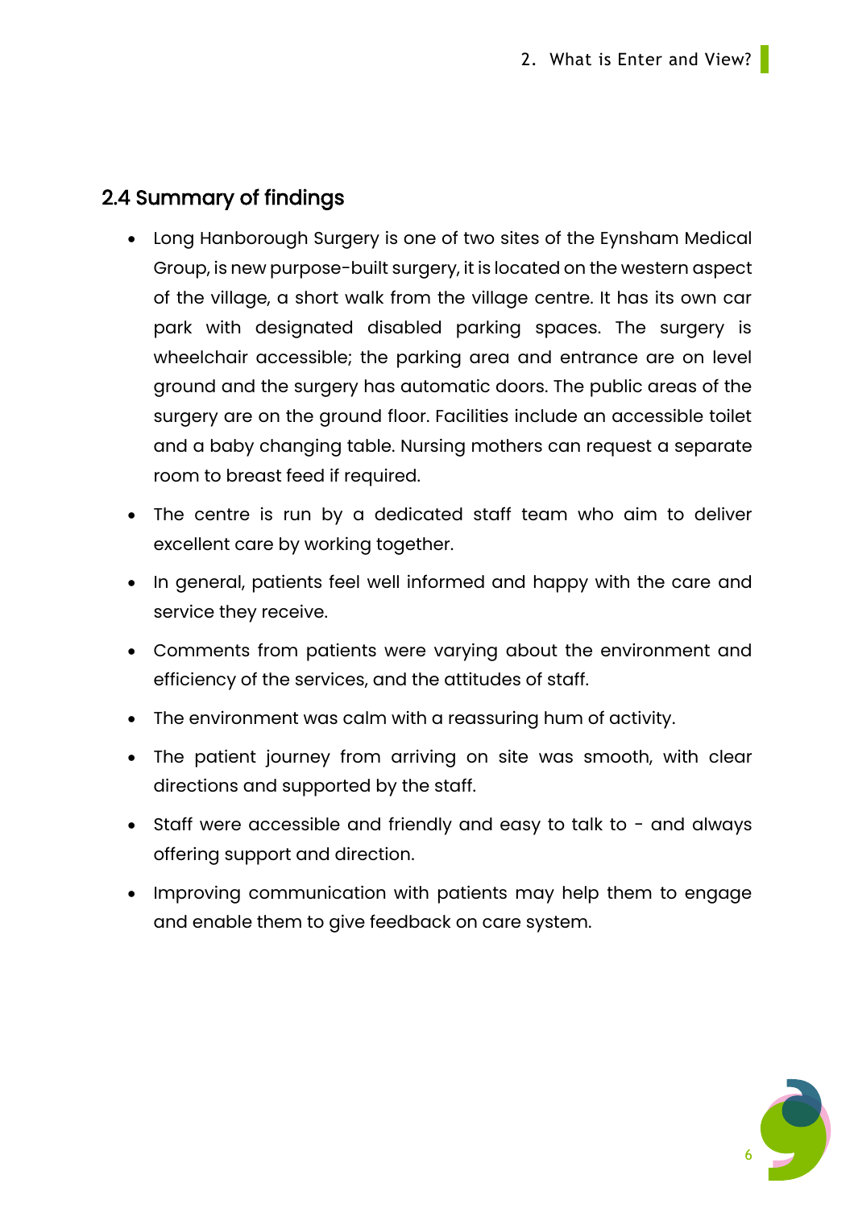## 2.4 Summary of findings

- Long Hanborough Surgery is one of two sites of the Eynsham Medical Group, is new purpose-built surgery, it is located on the western aspect of the village, a short walk from the village centre. It has its own car park with designated disabled parking spaces. The surgery is wheelchair accessible; the parking area and entrance are on level ground and the surgery has automatic doors. The public areas of the surgery are on the ground floor. Facilities include an accessible toilet and a baby changing table. Nursing mothers can request a separate room to breast feed if required.
- The centre is run by a dedicated staff team who aim to deliver excellent care by working together.
- In general, patients feel well informed and happy with the care and service they receive.
- Comments from patients were varying about the environment and efficiency of the services, and the attitudes of staff.
- The environment was calm with a reassuring hum of activity.
- The patient journey from arriving on site was smooth, with clear directions and supported by the staff.
- Staff were accessible and friendly and easy to talk to - and always offering support and direction.
- Improving communication with patients may help them to engage and enable them to give feedback on care system.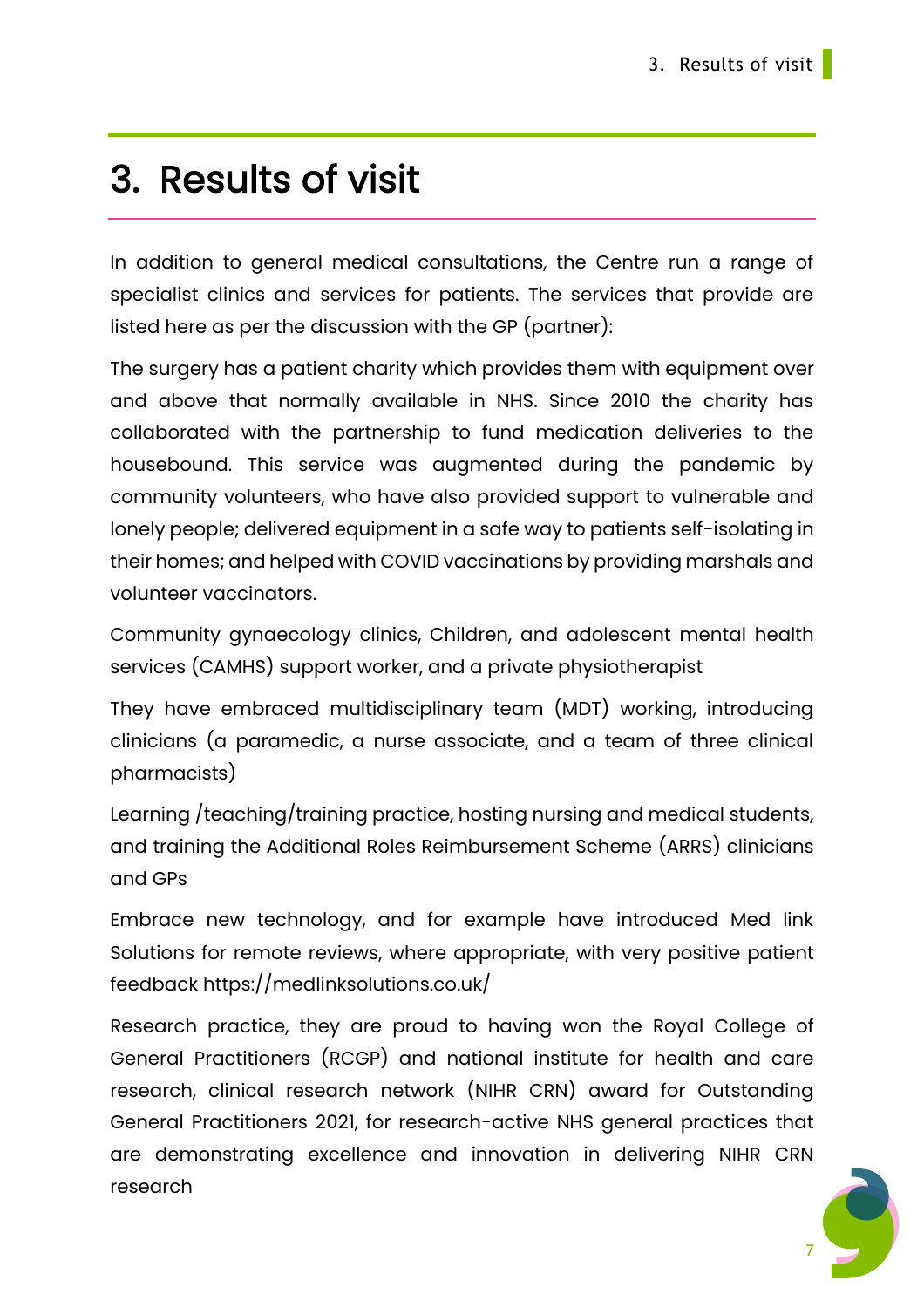# 3. Results of visit

In addition to general medical consultations, the Centre run a range of specialist clinics and services for patients. The services that provide are listed here as per the discussion with the GP (partner):

The surgery has a patient charity which provides them with equipment over and above that normally available in NHS. Since 2010 the charity has collaborated with the partnership to fund medication deliveries to the housebound. This service was augmented during the pandemic by community volunteers, who have also provided support to vulnerable and lonely people; delivered equipment in a safe way to patients self-isolating in their homes; and helped with COVID vaccinations by providing marshals and volunteer vaccinators.

Community gynaecology clinics, Children, and adolescent mental health services (CAMHS) support worker, and a private physiotherapist

They have embraced multidisciplinary team (MDT) working, introducing clinicians (a paramedic, a nurse associate, and a team of three clinical pharmacists)

Learning /teaching/training practice, hosting nursing and medical students, and training the Additional Roles Reimbursement Scheme (ARRS) clinicians and GPs

Embrace new technology, and for example have introduced Med link Solutions for remote reviews, where appropriate, with very positive patient feedback https://medlinksolutions.co.uk/

Research practice, they are proud to having won the Royal College of General Practitioners (RCGP) and national institute for health and care research, clinical research network (NIHR CRN) award for Outstanding General Practitioners 2021, for research-active NHS general practices that are demonstrating excellence and innovation in delivering NIHR CRN research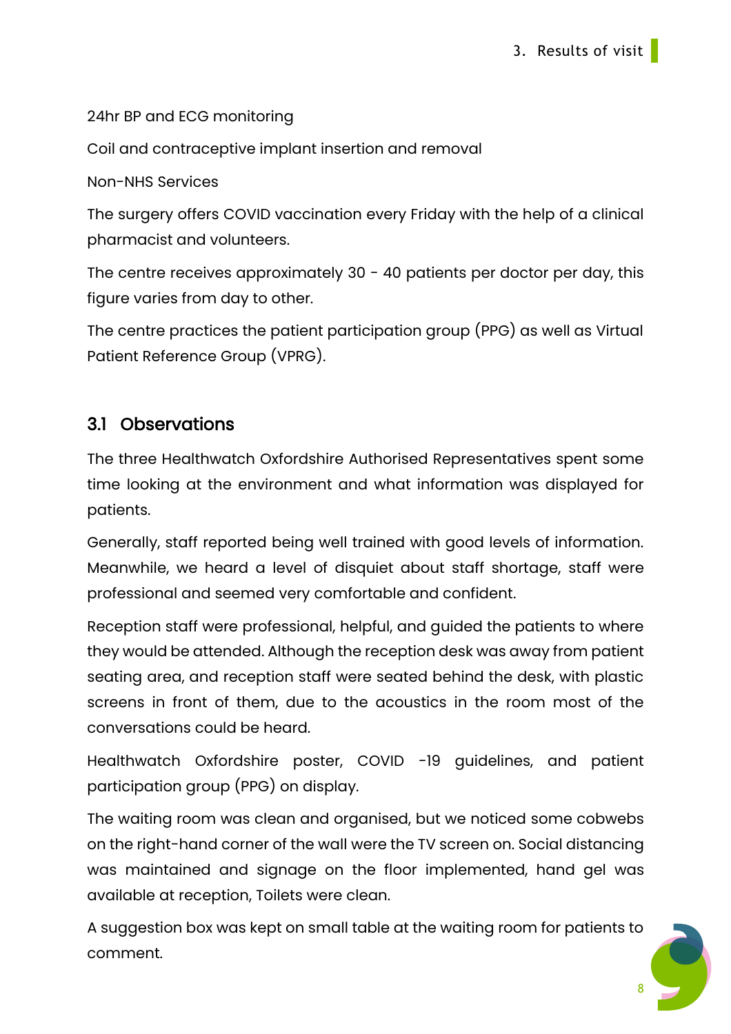24hr BP and ECG monitoring

Coil and contraceptive implant insertion and removal

Non-NHS Services

The surgery offers COVID vaccination every Friday with the help of a clinical pharmacist and volunteers.

The centre receives approximately 30 - 40 patients per doctor per day, this figure varies from day to other.

The centre practices the patient participation group (PPG) as well as Virtual Patient Reference Group (VPRG).

## 3.1 Observations

The three Healthwatch Oxfordshire Authorised Representatives spent some time looking at the environment and what information was displayed for patients.

Generally, staff reported being well trained with good levels of information. Meanwhile, we heard a level of disquiet about staff shortage, staff were professional and seemed very comfortable and confident.

Reception staff were professional, helpful, and guided the patients to where they would be attended. Although the reception desk was away from patient seating area, and reception staff were seated behind the desk, with plastic screens in front of them, due to the acoustics in the room most of the conversations could be heard.

Healthwatch Oxfordshire poster, COVID -19 guidelines, and patient participation group (PPG) on display.

The waiting room was clean and organised, but we noticed some cobwebs on the right-hand corner of the wall were the TV screen on. Social distancing was maintained and signage on the floor implemented, hand gel was available at reception, Toilets were clean.

A suggestion box was kept on small table at the waiting room for patients to comment.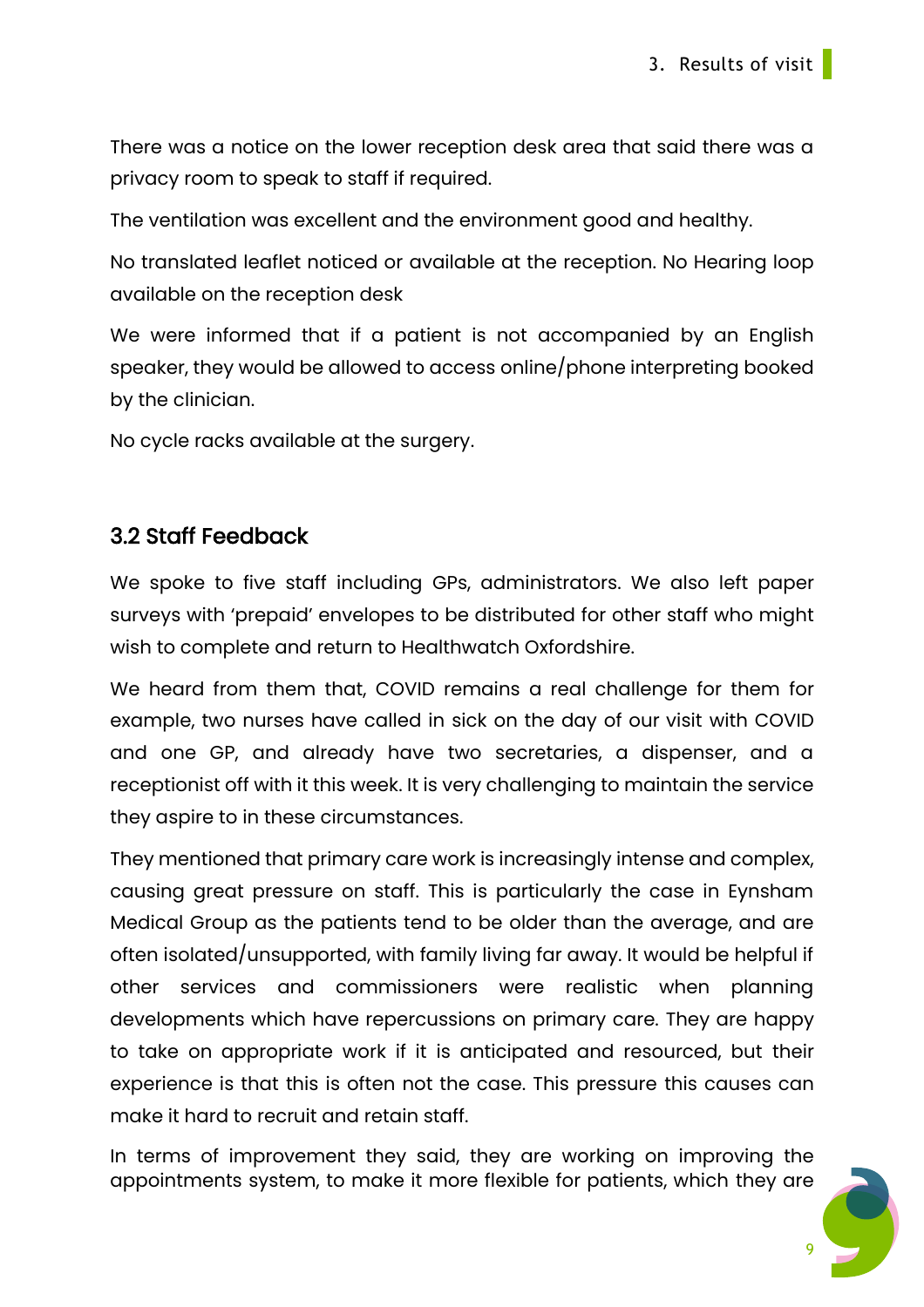There was a notice on the lower reception desk area that said there was a privacy room to speak to staff if required.

The ventilation was excellent and the environment good and healthy.

No translated leaflet noticed or available at the reception. No Hearing loop available on the reception desk

We were informed that if a patient is not accompanied by an English speaker, they would be allowed to access online/phone interpreting booked by the clinician.

No cycle racks available at the surgery.

## 3.2 Staff Feedback

We spoke to five staff including GPs, administrators. We also left paper surveys with 'prepaid' envelopes to be distributed for other staff who might wish to complete and return to Healthwatch Oxfordshire.

We heard from them that, COVID remains a real challenge for them for example, two nurses have called in sick on the day of our visit with COVID and one GP, and already have two secretaries, a dispenser, and a receptionist off with it this week. It is very challenging to maintain the service they aspire to in these circumstances.

They mentioned that primary care work is increasingly intense and complex, causing great pressure on staff. This is particularly the case in Eynsham Medical Group as the patients tend to be older than the average, and are often isolated/unsupported, with family living far away. It would be helpful if other services and commissioners were realistic when planning developments which have repercussions on primary care. They are happy to take on appropriate work if it is anticipated and resourced, but their experience is that this is often not the case. This pressure this causes can make it hard to recruit and retain staff.

In terms of improvement they said, they are working on improving the appointments system, to make it more flexible for patients, which they are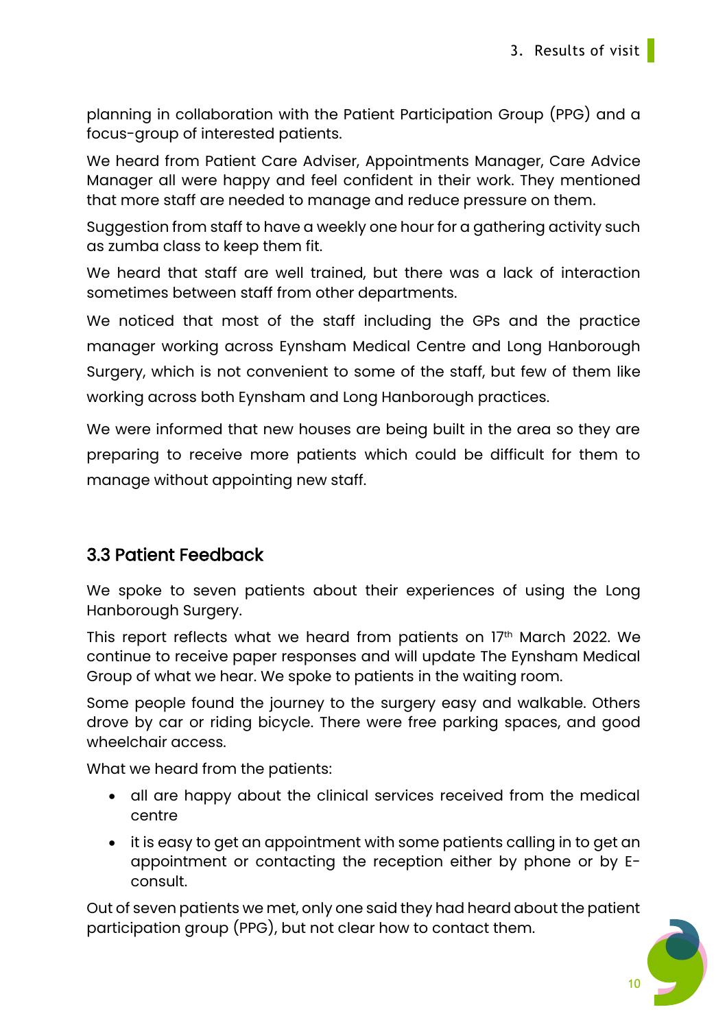planning in collaboration with the Patient Participation Group (PPG) and a focus-group of interested patients.

We heard from Patient Care Adviser, Appointments Manager, Care Advice Manager all were happy and feel confident in their work. They mentioned that more staff are needed to manage and reduce pressure on them.

Suggestion from staff to have a weekly one hour for a gathering activity such as zumba class to keep them fit.

We heard that staff are well trained, but there was a lack of interaction sometimes between staff from other departments.

We noticed that most of the staff including the GPs and the practice manager working across Eynsham Medical Centre and Long Hanborough Surgery, which is not convenient to some of the staff, but few of them like working across both Eynsham and Long Hanborough practices.

We were informed that new houses are being built in the area so they are preparing to receive more patients which could be difficult for them to manage without appointing new staff.

## 3.3 Patient Feedback

We spoke to seven patients about their experiences of using the Long Hanborough Surgery.

This report reflects what we heard from patients on 17th March 2022. We continue to receive paper responses and will update The Eynsham Medical Group of what we hear. We spoke to patients in the waiting room.

Some people found the journey to the surgery easy and walkable. Others drove by car or riding bicycle. There were free parking spaces, and good wheelchair access.

What we heard from the patients:

- all are happy about the clinical services received from the medical centre
- it is easy to get an appointment with some patients calling in to get an appointment or contacting the reception either by phone or by E-consult.

Out of seven patients we met, only one said they had heard about the patient participation group (PPG), but not clear how to contact them.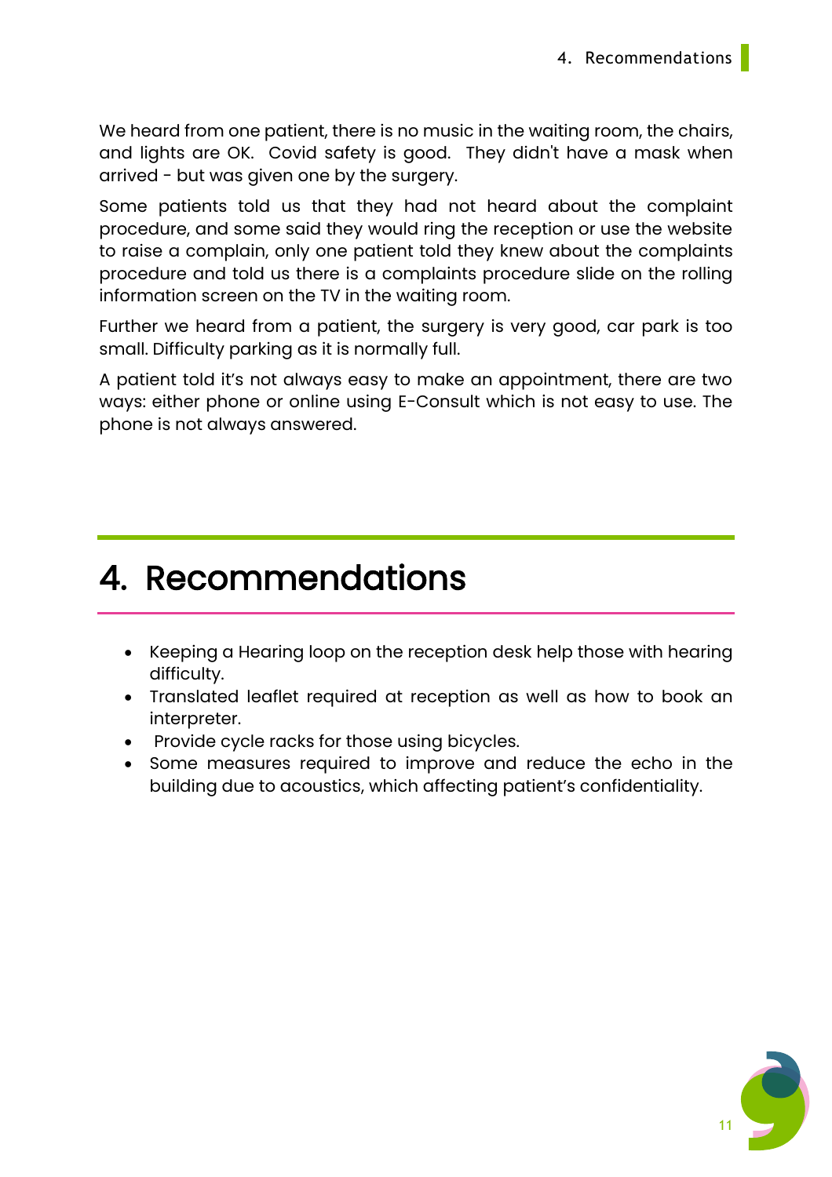We heard from one patient, there is no music in the waiting room, the chairs, and lights are OK. Covid safety is good. They didn't have a mask when arrived - but was given one by the surgery.

Some patients told us that they had not heard about the complaint procedure, and some said they would ring the reception or use the website to raise a complain, only one patient told they knew about the complaints procedure and told us there is a complaints procedure slide on the rolling information screen on the TV in the waiting room.

Further we heard from a patient, the surgery is very good, car park is too small. Difficulty parking as it is normally full.

A patient told it's not always easy to make an appointment, there are two ways: either phone or online using E-Consult which is not easy to use. The phone is not always answered.

# 4. Recommendations

- Keeping a Hearing loop on the reception desk help those with hearing difficulty.
- Translated leaflet required at reception as well as how to book an interpreter.
- Provide cycle racks for those using bicycles.
- Some measures required to improve and reduce the echo in the building due to acoustics, which affecting patient's confidentiality.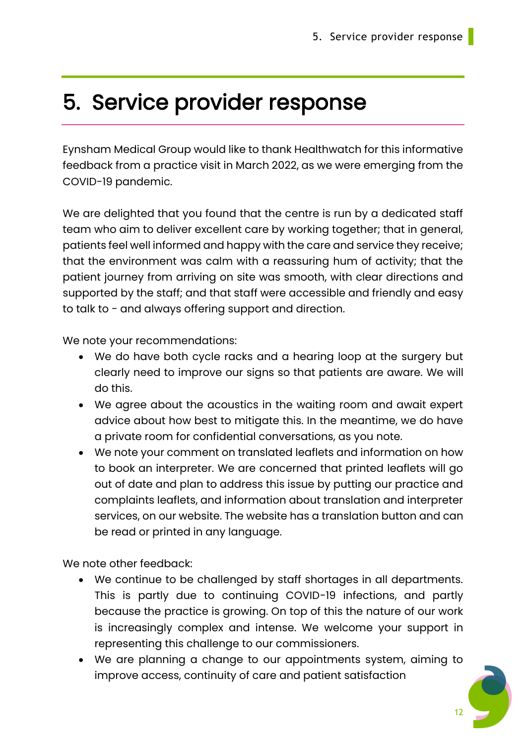# 5. Service provider response

Eynsham Medical Group would like to thank Healthwatch for this informative feedback from a practice visit in March 2022, as we were emerging from the COVID-19 pandemic.

We are delighted that you found that the centre is run by a dedicated staff team who aim to deliver excellent care by working together; that in general, patients feel well informed and happy with the care and service they receive; that the environment was calm with a reassuring hum of activity; that the patient journey from arriving on site was smooth, with clear directions and supported by the staff; and that staff were accessible and friendly and easy to talk to - and always offering support and direction.

We note your recommendations:

- We do have both cycle racks and a hearing loop at the surgery but clearly need to improve our signs so that patients are aware. We will do this.
- We agree about the acoustics in the waiting room and await expert advice about how best to mitigate this. In the meantime, we do have a private room for confidential conversations, as you note.
- We note your comment on translated leaflets and information on how to book an interpreter. We are concerned that printed leaflets will go out of date and plan to address this issue by putting our practice and complaints leaflets, and information about translation and interpreter services, on our website. The website has a translation button and can be read or printed in any language.

We note other feedback:

- We continue to be challenged by staff shortages in all departments. This is partly due to continuing COVID-19 infections, and partly because the practice is growing. On top of this the nature of our work is increasingly complex and intense. We welcome your support in representing this challenge to our commissioners.
- We are planning a change to our appointments system, aiming to improve access, continuity of care and patient satisfaction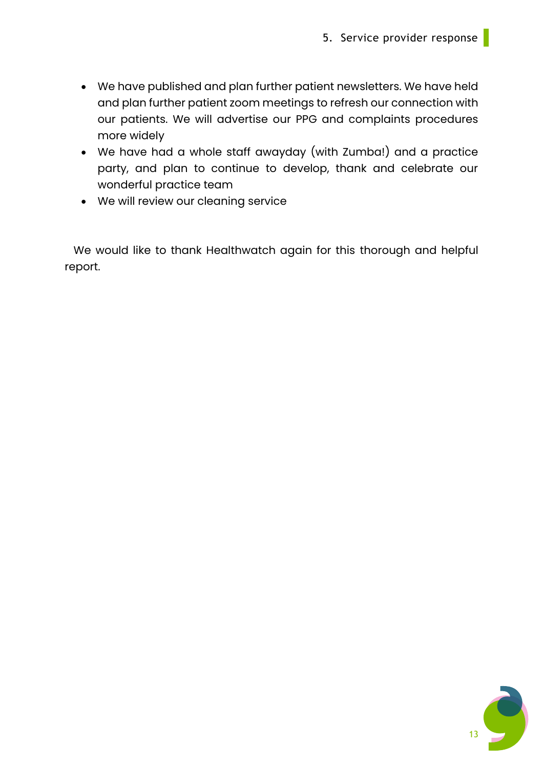- We have published and plan further patient newsletters. We have held and plan further patient zoom meetings to refresh our connection with our patients. We will advertise our PPG and complaints procedures more widely
- We have had a whole staff awayday (with Zumba!) and a practice party, and plan to continue to develop, thank and celebrate our wonderful practice team
- We will review our cleaning service

We would like to thank Healthwatch again for this thorough and helpful report.